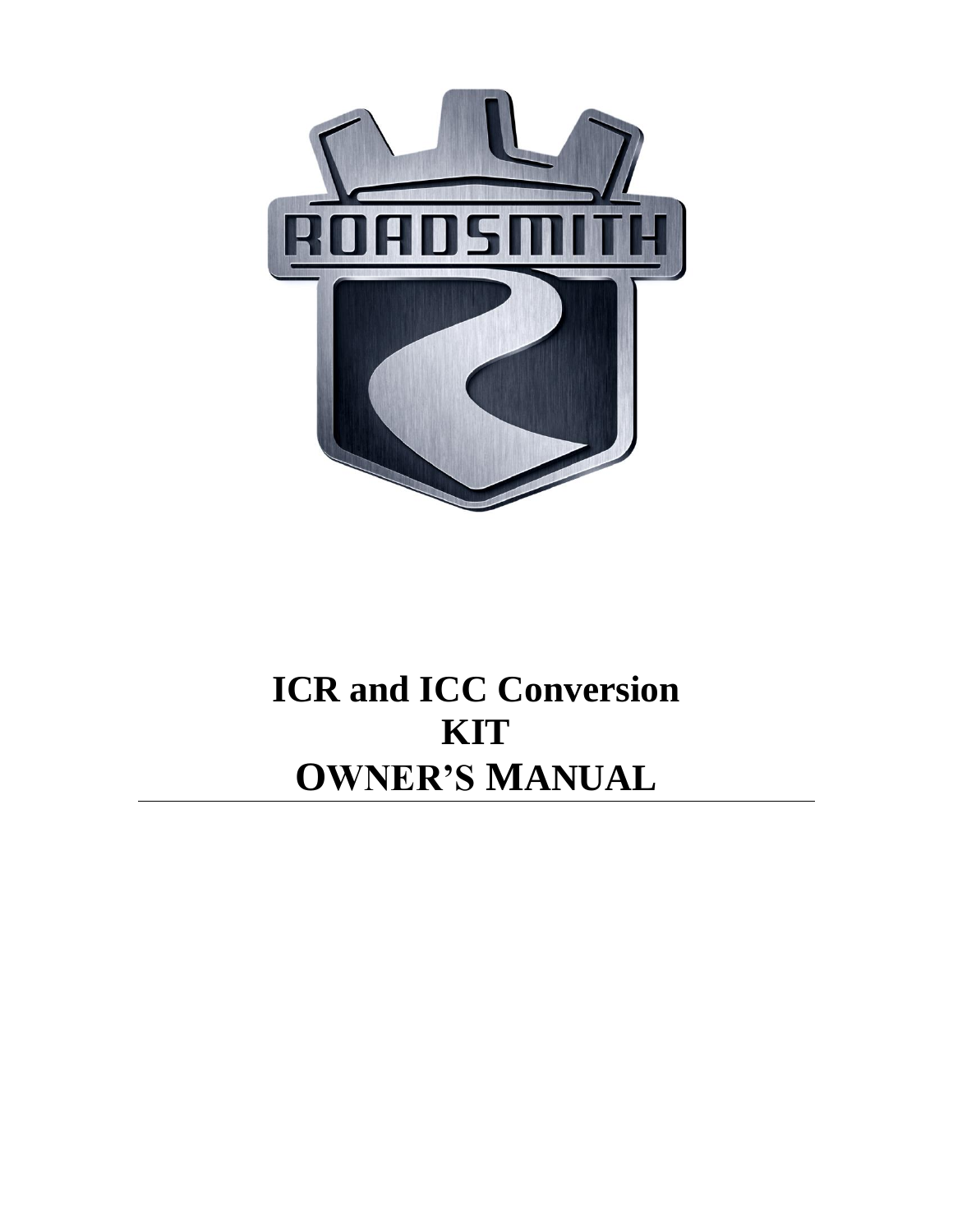# ICR and ICC Conversion KIT OWNER'S MANUAL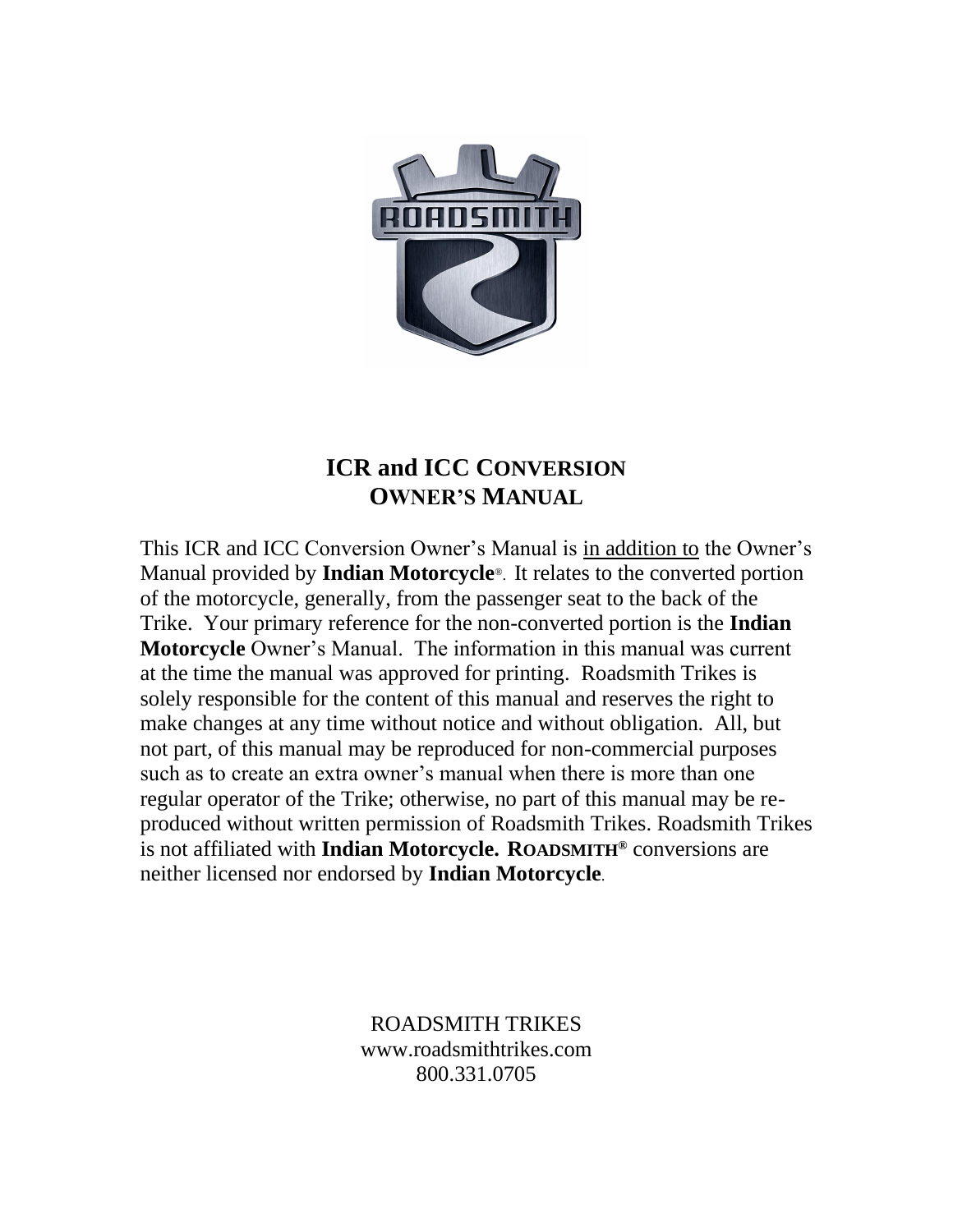# ICR and ICC CONVERSION
# OWNER'S MANUAL

This ICR and ICC Conversion Owner's Manual is <u>in addition to</u> the Owner's Manual provided by **Indian Motorcycle**®. It relates to the converted portion of the motorcycle, generally, from the passenger seat to the back of the Trike. Your primary reference for the non-converted portion is the **Indian Motorcycle** Owner's Manual. The information in this manual was current at the time the manual was approved for printing. Roadsmith Trikes is solely responsible for the content of this manual and reserves the right to make changes at any time without notice and without obligation. All, but not part, of this manual may be reproduced for non-commercial purposes such as to create an extra owner's manual when there is more than one regular operator of the Trike; otherwise, no part of this manual may be re-produced without written permission of Roadsmith Trikes. Roadsmith Trikes is not affiliated with **Indian Motorcycle. ROADSMITH®** conversions are neither licensed nor endorsed by **Indian Motorcycle**.

ROADSMITH TRIKES
www.roadsmithtrikes.com
800.331.0705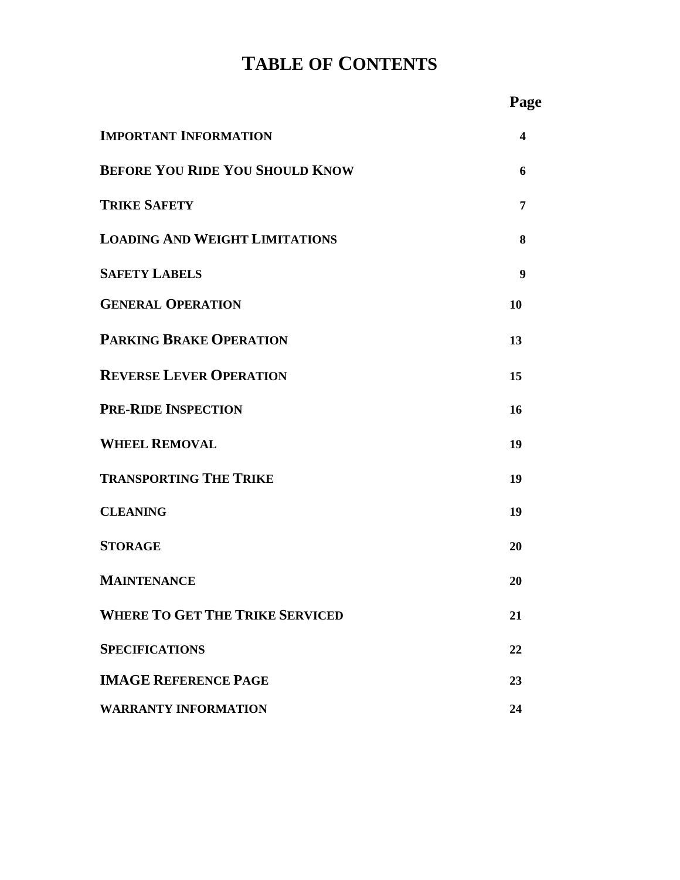# TABLE OF CONTENTS

| | Page |
|---|---|
| **IMPORTANT INFORMATION** | **4** |
| **BEFORE YOU RIDE YOU SHOULD KNOW** | **6** |
| **TRIKE SAFETY** | **7** |
| **LOADING AND WEIGHT LIMITATIONS** | **8** |
| **SAFETY LABELS** | **9** |
| **GENERAL OPERATION** | **10** |
| **PARKING BRAKE OPERATION** | **13** |
| **REVERSE LEVER OPERATION** | **15** |
| **PRE-RIDE INSPECTION** | **16** |
| **WHEEL REMOVAL** | **19** |
| **TRANSPORTING THE TRIKE** | **19** |
| **CLEANING** | **19** |
| **STORAGE** | **20** |
| **MAINTENANCE** | **20** |
| **WHERE TO GET THE TRIKE SERVICED** | **21** |
| **SPECIFICATIONS** | **22** |
| **IMAGE REFERENCE PAGE** | **23** |
| **WARRANTY INFORMATION** | **24** |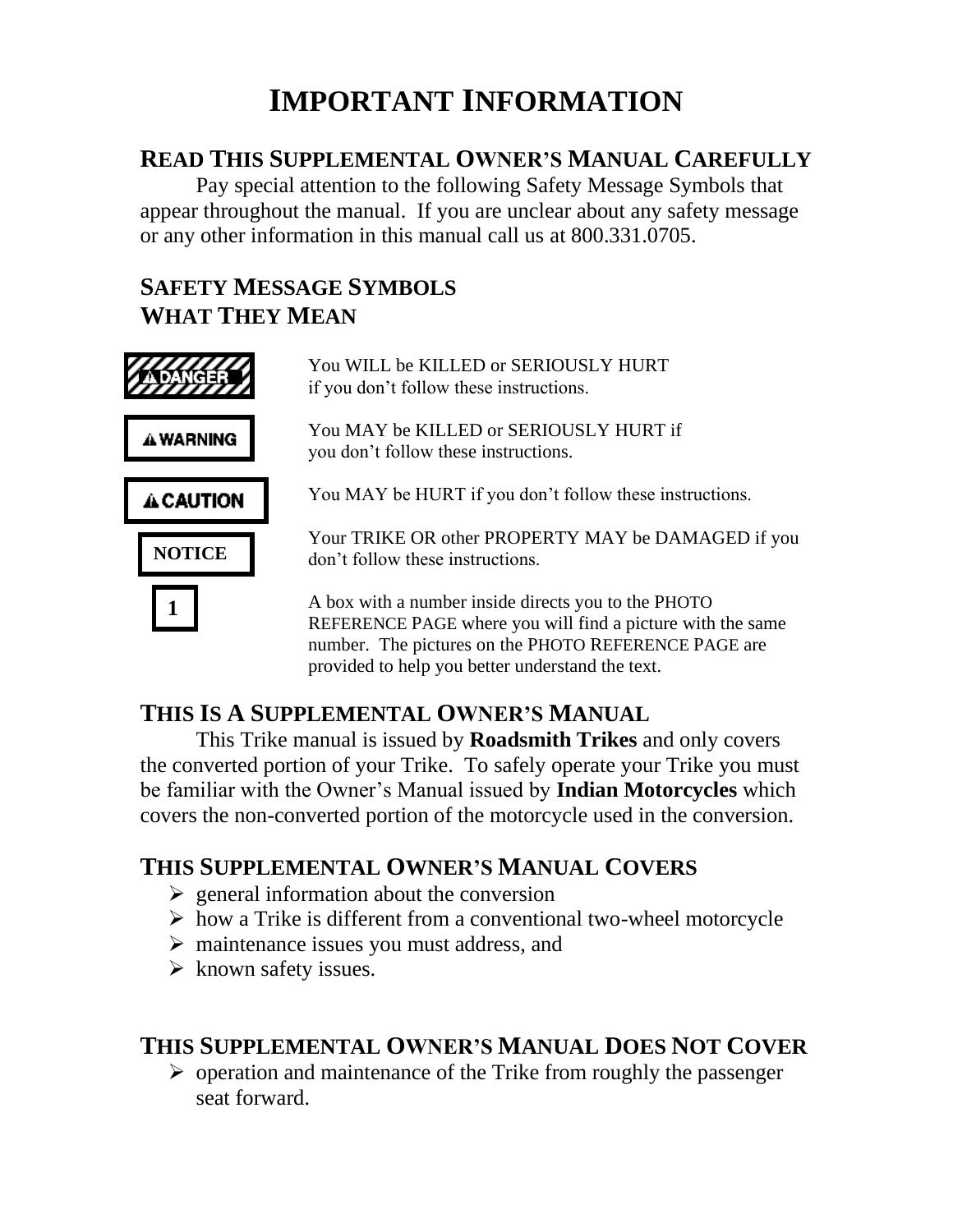# IMPORTANT INFORMATION

## READ THIS SUPPLEMENTAL OWNER'S MANUAL CAREFULLY

Pay special attention to the following Safety Message Symbols that appear throughout the manual. If you are unclear about any safety message or any other information in this manual call us at 800.331.0705.

## SAFETY MESSAGE SYMBOLS WHAT THEY MEAN

| Symbol | Meaning |
| --- | --- |
| ⚠DANGER | You WILL be KILLED or SERIOUSLY HURT if you don't follow these instructions. |
| ⚠WARNING | You MAY be KILLED or SERIOUSLY HURT if you don't follow these instructions. |
| ⚠CAUTION | You MAY be HURT if you don't follow these instructions. |
| NOTICE | Your TRIKE OR other PROPERTY MAY be DAMAGED if you don't follow these instructions. |
| 1 | A box with a number inside directs you to the PHOTO REFERENCE PAGE where you will find a picture with the same number. The pictures on the PHOTO REFERENCE PAGE are provided to help you better understand the text. |

## THIS IS A SUPPLEMENTAL OWNER'S MANUAL

This Trike manual is issued by **Roadsmith Trikes** and only covers the converted portion of your Trike. To safely operate your Trike you must be familiar with the Owner's Manual issued by **Indian Motorcycles** which covers the non-converted portion of the motorcycle used in the conversion.

## THIS SUPPLEMENTAL OWNER'S MANUAL COVERS

- general information about the conversion
- how a Trike is different from a conventional two-wheel motorcycle
- maintenance issues you must address, and
- known safety issues.

## THIS SUPPLEMENTAL OWNER'S MANUAL DOES NOT COVER

- operation and maintenance of the Trike from roughly the passenger seat forward.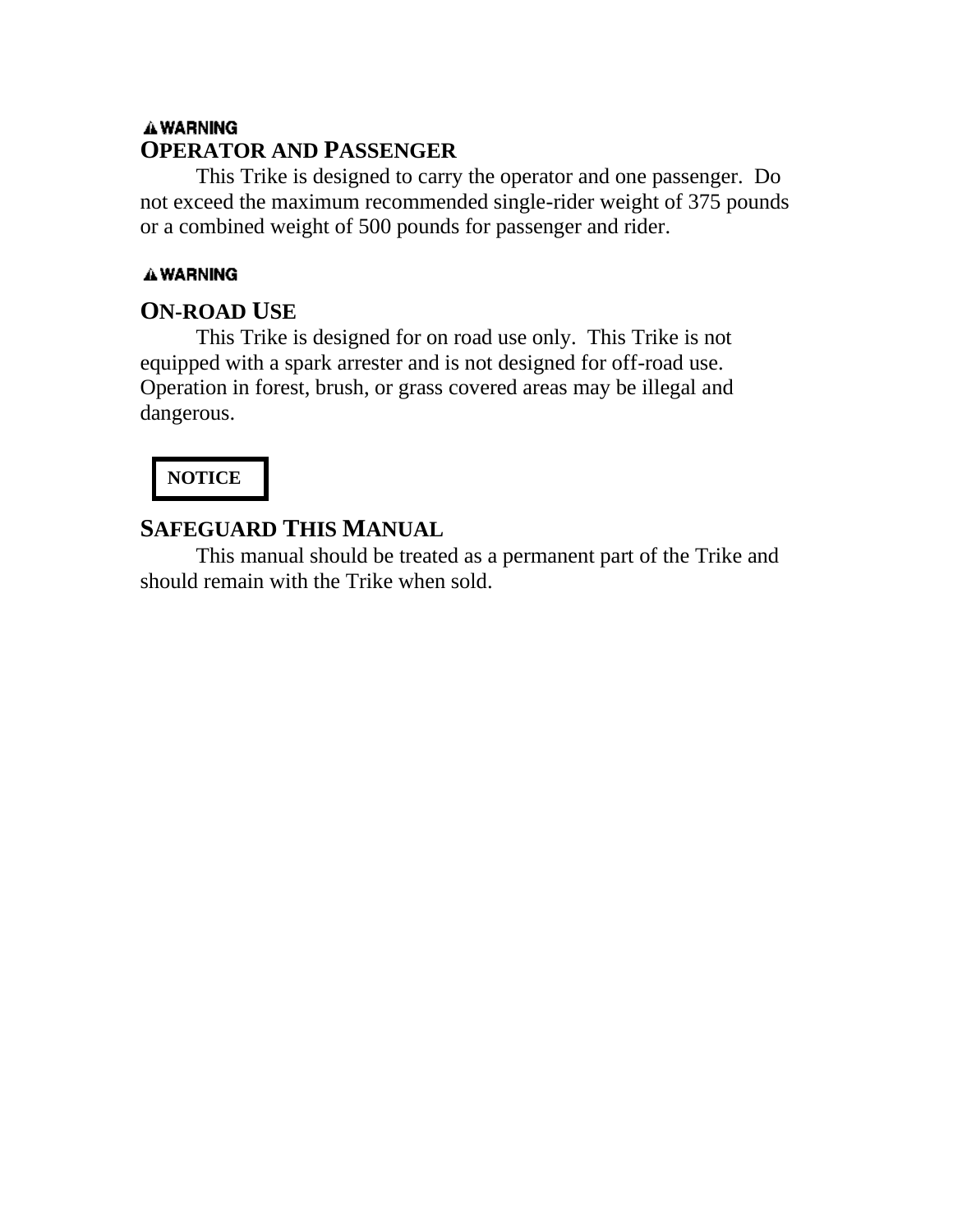**⚠ WARNING**

## OPERATOR AND PASSENGER

This Trike is designed to carry the operator and one passenger. Do not exceed the maximum recommended single-rider weight of 375 pounds or a combined weight of 500 pounds for passenger and rider.

**⚠ WARNING**

## ON-ROAD USE

This Trike is designed for on road use only. This Trike is not equipped with a spark arrester and is not designed for off-road use. Operation in forest, brush, or grass covered areas may be illegal and dangerous.

**NOTICE**

## SAFEGUARD THIS MANUAL

This manual should be treated as a permanent part of the Trike and should remain with the Trike when sold.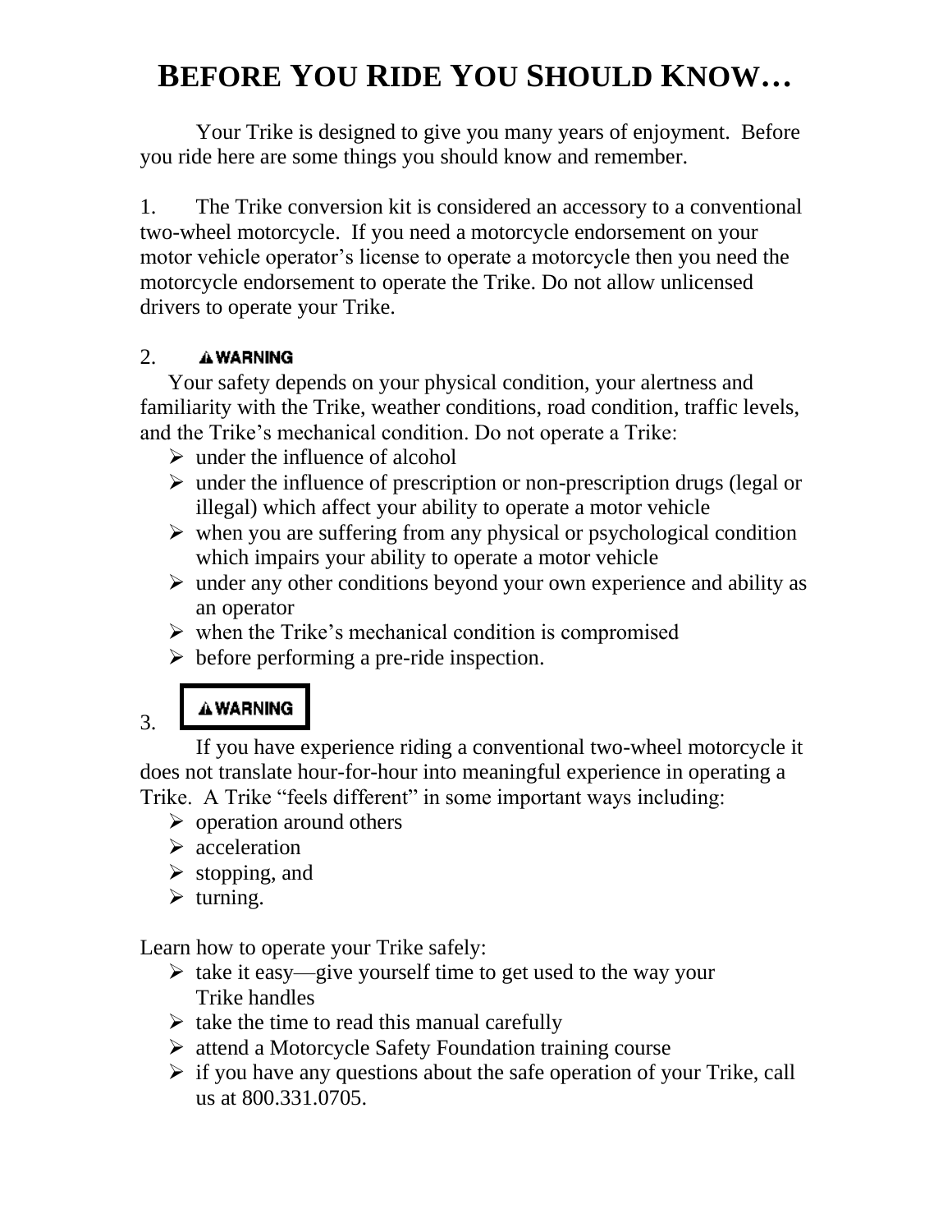# BEFORE YOU RIDE YOU SHOULD KNOW…

Your Trike is designed to give you many years of enjoyment. Before you ride here are some things you should know and remember.

1. The Trike conversion kit is considered an accessory to a conventional two-wheel motorcycle. If you need a motorcycle endorsement on your motor vehicle operator's license to operate a motorcycle then you need the motorcycle endorsement to operate the Trike. Do not allow unlicensed drivers to operate your Trike.

2. **⚠ WARNING**

Your safety depends on your physical condition, your alertness and familiarity with the Trike, weather conditions, road condition, traffic levels, and the Trike's mechanical condition. Do not operate a Trike:

- under the influence of alcohol
- under the influence of prescription or non-prescription drugs (legal or illegal) which affect your ability to operate a motor vehicle
- when you are suffering from any physical or psychological condition which impairs your ability to operate a motor vehicle
- under any other conditions beyond your own experience and ability as an operator
- when the Trike's mechanical condition is compromised
- before performing a pre-ride inspection.

3. **⚠ WARNING**

If you have experience riding a conventional two-wheel motorcycle it does not translate hour-for-hour into meaningful experience in operating a Trike. A Trike "feels different" in some important ways including:

- operation around others
- acceleration
- stopping, and
- turning.

Learn how to operate your Trike safely:

- take it easy—give yourself time to get used to the way your Trike handles
- take the time to read this manual carefully
- attend a Motorcycle Safety Foundation training course
- if you have any questions about the safe operation of your Trike, call us at 800.331.0705.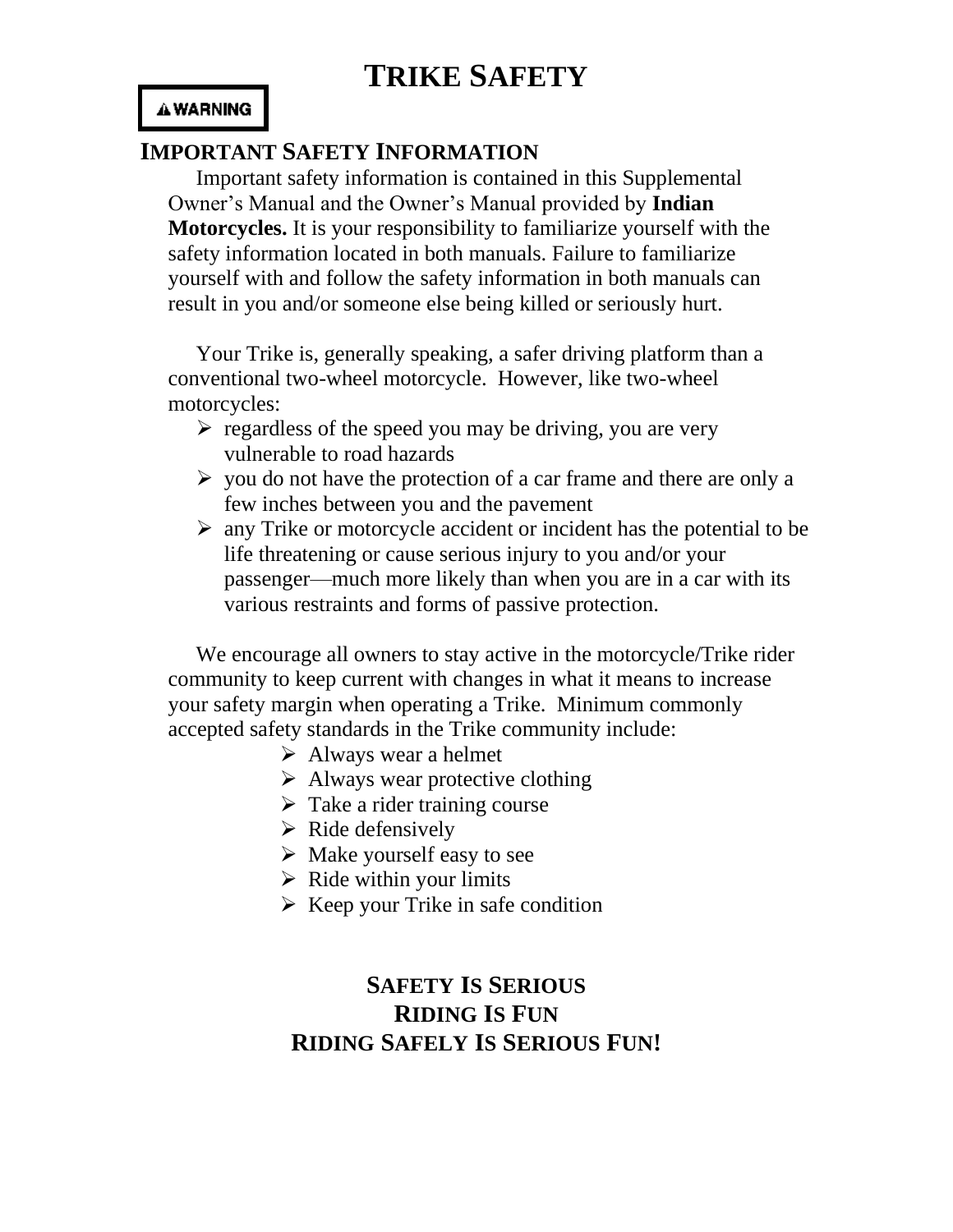# TRIKE SAFETY

**⚠ WARNING**

## IMPORTANT SAFETY INFORMATION

Important safety information is contained in this Supplemental Owner's Manual and the Owner's Manual provided by **Indian Motorcycles.** It is your responsibility to familiarize yourself with the safety information located in both manuals. Failure to familiarize yourself with and follow the safety information in both manuals can result in you and/or someone else being killed or seriously hurt.

Your Trike is, generally speaking, a safer driving platform than a conventional two-wheel motorcycle. However, like two-wheel motorcycles:

- regardless of the speed you may be driving, you are very vulnerable to road hazards
- you do not have the protection of a car frame and there are only a few inches between you and the pavement
- any Trike or motorcycle accident or incident has the potential to be life threatening or cause serious injury to you and/or your passenger—much more likely than when you are in a car with its various restraints and forms of passive protection.

We encourage all owners to stay active in the motorcycle/Trike rider community to keep current with changes in what it means to increase your safety margin when operating a Trike. Minimum commonly accepted safety standards in the Trike community include:

- Always wear a helmet
- Always wear protective clothing
- Take a rider training course
- Ride defensively
- Make yourself easy to see
- Ride within your limits
- Keep your Trike in safe condition

**SAFETY IS SERIOUS**
**RIDING IS FUN**
**RIDING SAFELY IS SERIOUS FUN!**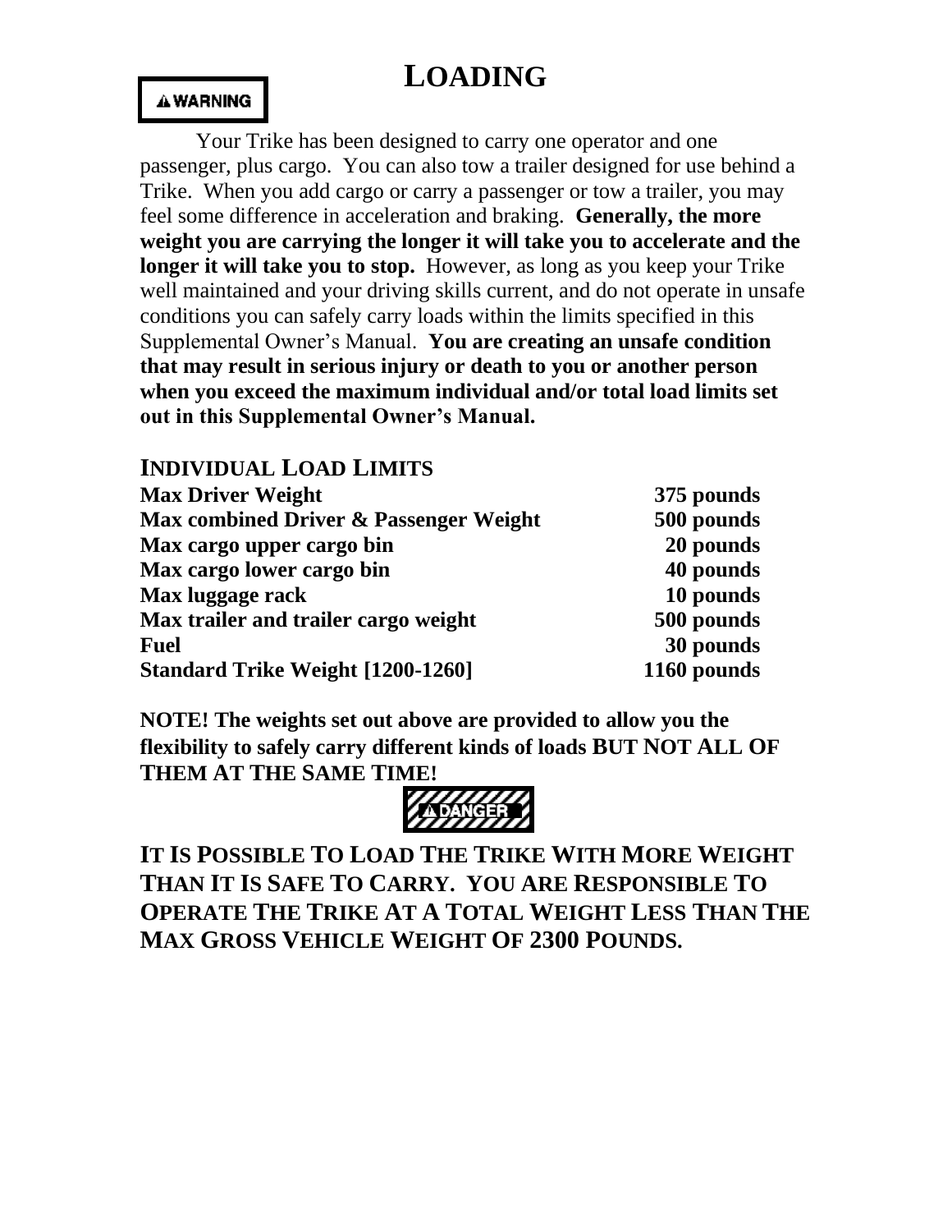# LOADING

**⚠WARNING**

Your Trike has been designed to carry one operator and one passenger, plus cargo. You can also tow a trailer designed for use behind a Trike. When you add cargo or carry a passenger or tow a trailer, you may feel some difference in acceleration and braking. **Generally, the more weight you are carrying the longer it will take you to accelerate and the longer it will take you to stop.** However, as long as you keep your Trike well maintained and your driving skills current, and do not operate in unsafe conditions you can safely carry loads within the limits specified in this Supplemental Owner's Manual. **You are creating an unsafe condition that may result in serious injury or death to you or another person when you exceed the maximum individual and/or total load limits set out in this Supplemental Owner's Manual.**

## INDIVIDUAL LOAD LIMITS

| | |
|---|---|
| **Max Driver Weight** | **375 pounds** |
| **Max combined Driver & Passenger Weight** | **500 pounds** |
| **Max cargo upper cargo bin** | **20 pounds** |
| **Max cargo lower cargo bin** | **40 pounds** |
| **Max luggage rack** | **10 pounds** |
| **Max trailer and trailer cargo weight** | **500 pounds** |
| **Fuel** | **30 pounds** |
| **Standard Trike Weight [1200-1260]** | **1160 pounds** |

**NOTE! The weights set out above are provided to allow you the flexibility to safely carry different kinds of loads BUT NOT ALL OF THEM AT THE SAME TIME!**

**⚠DANGER**

**IT IS POSSIBLE TO LOAD THE TRIKE WITH MORE WEIGHT THAN IT IS SAFE TO CARRY. YOU ARE RESPONSIBLE TO OPERATE THE TRIKE AT A TOTAL WEIGHT LESS THAN THE MAX GROSS VEHICLE WEIGHT OF 2300 POUNDS.**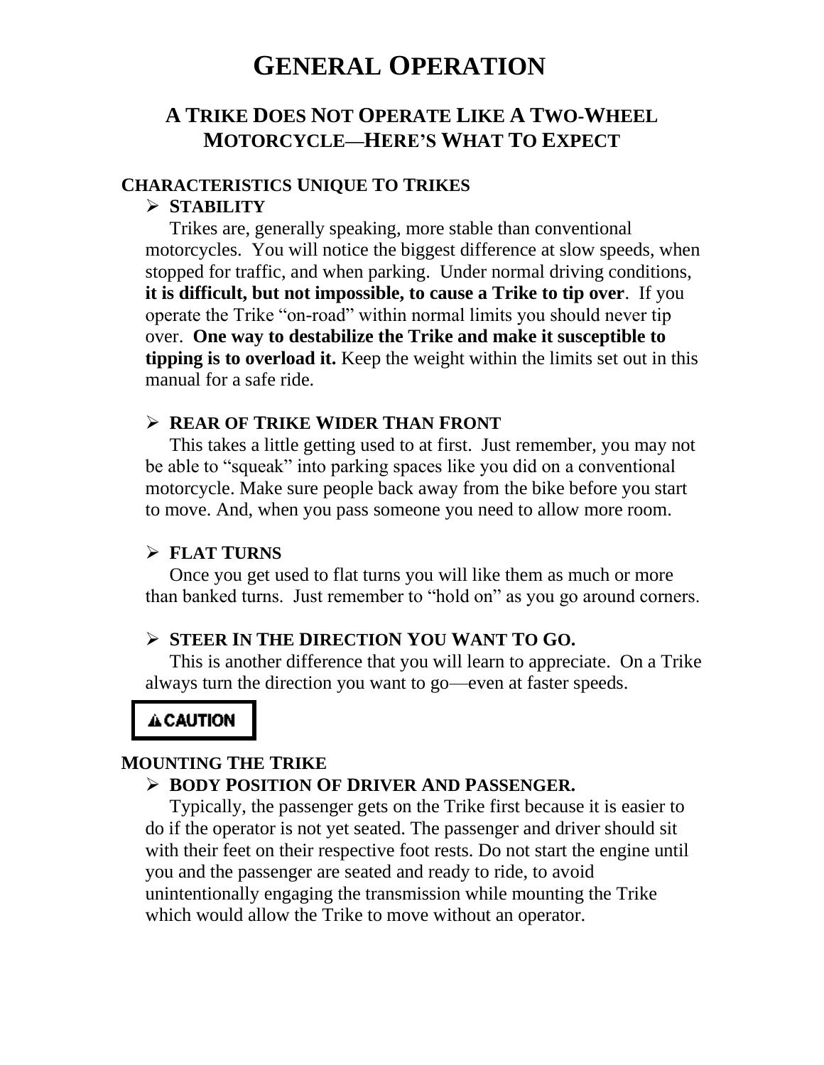# GENERAL OPERATION

## A TRIKE DOES NOT OPERATE LIKE A TWO-WHEEL MOTORCYCLE—HERE'S WHAT TO EXPECT

### CHARACTERISTICS UNIQUE TO TRIKES

- **STABILITY**

  Trikes are, generally speaking, more stable than conventional motorcycles. You will notice the biggest difference at slow speeds, when stopped for traffic, and when parking. Under normal driving conditions, **it is difficult, but not impossible, to cause a Trike to tip over**. If you operate the Trike "on-road" within normal limits you should never tip over. **One way to destabilize the Trike and make it susceptible to tipping is to overload it.** Keep the weight within the limits set out in this manual for a safe ride.

- **REAR OF TRIKE WIDER THAN FRONT**

  This takes a little getting used to at first. Just remember, you may not be able to "squeak" into parking spaces like you did on a conventional motorcycle. Make sure people back away from the bike before you start to move. And, when you pass someone you need to allow more room.

- **FLAT TURNS**

  Once you get used to flat turns you will like them as much or more than banked turns. Just remember to "hold on" as you go around corners.

- **STEER IN THE DIRECTION YOU WANT TO GO.**

  This is another difference that you will learn to appreciate. On a Trike always turn the direction you want to go—even at faster speeds.

**⚠ CAUTION**

### MOUNTING THE TRIKE

- **BODY POSITION OF DRIVER AND PASSENGER.**

  Typically, the passenger gets on the Trike first because it is easier to do if the operator is not yet seated. The passenger and driver should sit with their feet on their respective foot rests. Do not start the engine until you and the passenger are seated and ready to ride, to avoid unintentionally engaging the transmission while mounting the Trike which would allow the Trike to move without an operator.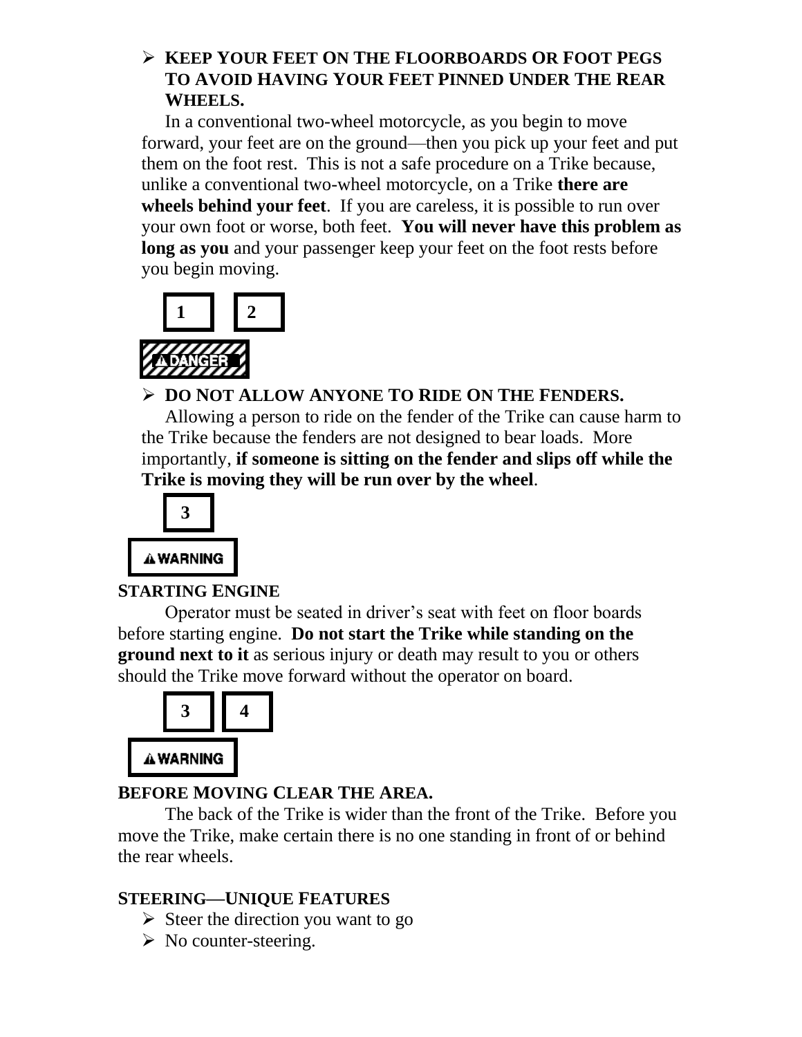- **KEEP YOUR FEET ON THE FLOORBOARDS OR FOOT PEGS TO AVOID HAVING YOUR FEET PINNED UNDER THE REAR WHEELS.**

  In a conventional two-wheel motorcycle, as you begin to move forward, your feet are on the ground—then you pick up your feet and put them on the foot rest. This is not a safe procedure on a Trike because, unlike a conventional two-wheel motorcycle, on a Trike **there are wheels behind your feet**. If you are careless, it is possible to run over your own foot or worse, both feet. **You will never have this problem as long as you** and your passenger keep your feet on the foot rests before you begin moving.

**1** **2**

**⚠DANGER**

- **DO NOT ALLOW ANYONE TO RIDE ON THE FENDERS.**

  Allowing a person to ride on the fender of the Trike can cause harm to the Trike because the fenders are not designed to bear loads. More importantly, **if someone is sitting on the fender and slips off while the Trike is moving they will be run over by the wheel**.

**3**

**⚠WARNING**

**STARTING ENGINE**

Operator must be seated in driver's seat with feet on floor boards before starting engine. **Do not start the Trike while standing on the ground next to it** as serious injury or death may result to you or others should the Trike move forward without the operator on board.

**3** **4**

**⚠WARNING**

**BEFORE MOVING CLEAR THE AREA.**

The back of the Trike is wider than the front of the Trike. Before you move the Trike, make certain there is no one standing in front of or behind the rear wheels.

**STEERING—UNIQUE FEATURES**

- Steer the direction you want to go
- No counter-steering.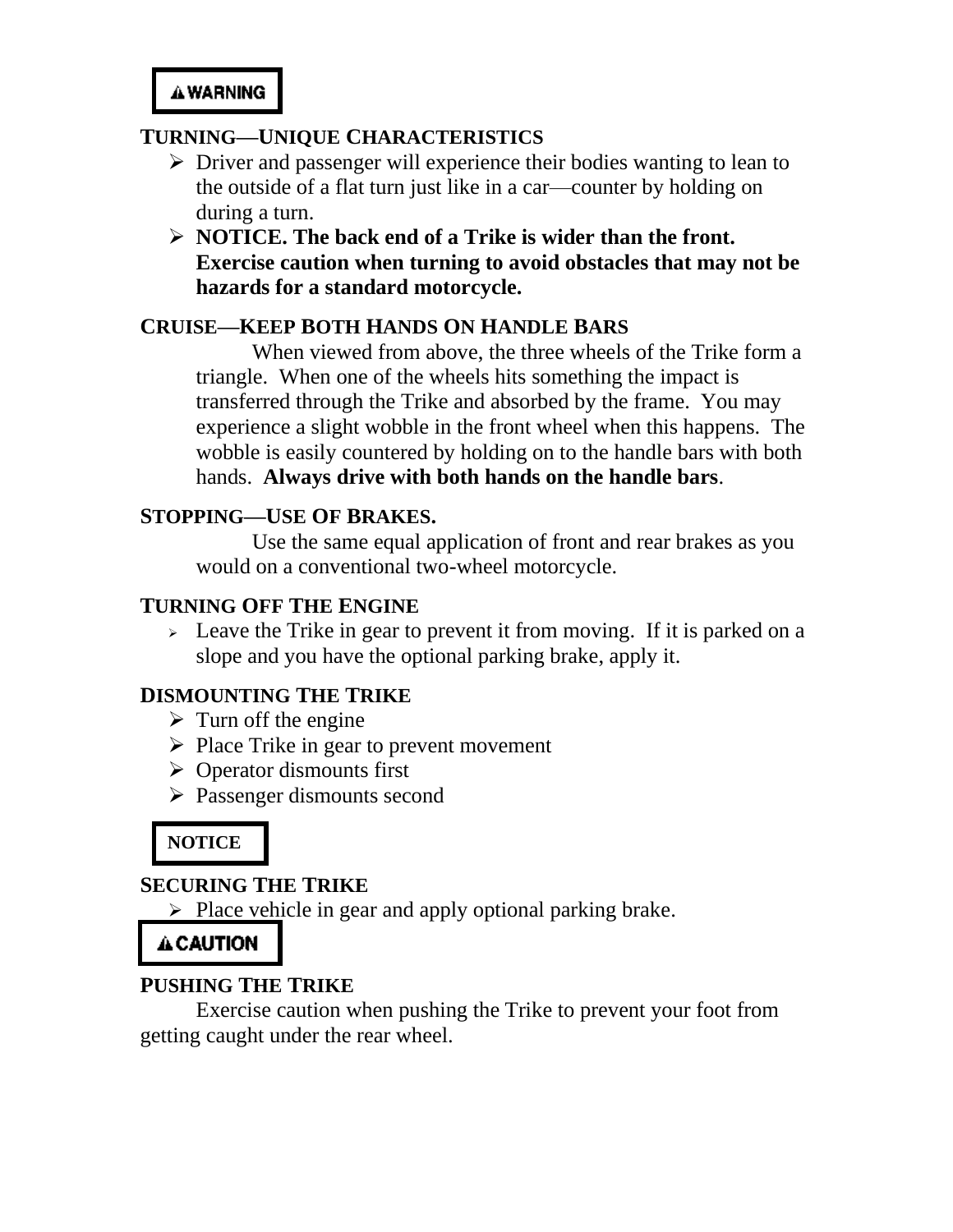**⚠ WARNING**

### TURNING—UNIQUE CHARACTERISTICS

- Driver and passenger will experience their bodies wanting to lean to the outside of a flat turn just like in a car—counter by holding on during a turn.
- **NOTICE. The back end of a Trike is wider than the front. Exercise caution when turning to avoid obstacles that may not be hazards for a standard motorcycle.**

### CRUISE—KEEP BOTH HANDS ON HANDLE BARS

When viewed from above, the three wheels of the Trike form a triangle. When one of the wheels hits something the impact is transferred through the Trike and absorbed by the frame. You may experience a slight wobble in the front wheel when this happens. The wobble is easily countered by holding on to the handle bars with both hands. **Always drive with both hands on the handle bars**.

### STOPPING—USE OF BRAKES.

Use the same equal application of front and rear brakes as you would on a conventional two-wheel motorcycle.

### TURNING OFF THE ENGINE

- Leave the Trike in gear to prevent it from moving. If it is parked on a slope and you have the optional parking brake, apply it.

### DISMOUNTING THE TRIKE

- Turn off the engine
- Place Trike in gear to prevent movement
- Operator dismounts first
- Passenger dismounts second

**NOTICE**

### SECURING THE TRIKE

- Place vehicle in gear and apply optional parking brake.

**⚠ CAUTION**

### PUSHING THE TRIKE

Exercise caution when pushing the Trike to prevent your foot from getting caught under the rear wheel.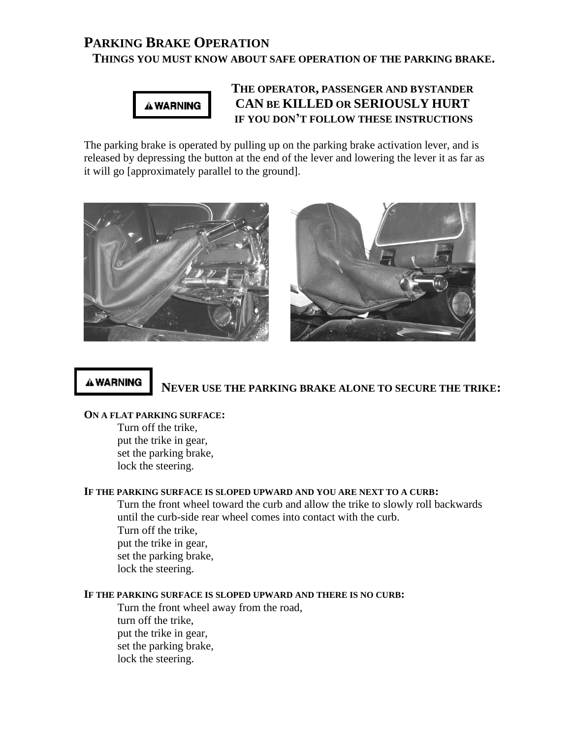# Parking Brake Operation

## Things you must know about safe operation of the parking brake.

**⚠WARNING**

**THE OPERATOR, PASSENGER AND BYSTANDER CAN BE KILLED OR SERIOUSLY HURT IF YOU DON'T FOLLOW THESE INSTRUCTIONS**

The parking brake is operated by pulling up on the parking brake activation lever, and is released by depressing the button at the end of the lever and lowering the lever it as far as it will go [approximately parallel to the ground].

**⚠WARNING**

**NEVER USE THE PARKING BRAKE ALONE TO SECURE THE TRIKE:**

**ON A FLAT PARKING SURFACE:**

Turn off the trike,
put the trike in gear,
set the parking brake,
lock the steering.

**IF THE PARKING SURFACE IS SLOPED UPWARD AND YOU ARE NEXT TO A CURB:**

Turn the front wheel toward the curb and allow the trike to slowly roll backwards until the curb-side rear wheel comes into contact with the curb.
Turn off the trike,
put the trike in gear,
set the parking brake,
lock the steering.

**IF THE PARKING SURFACE IS SLOPED UPWARD AND THERE IS NO CURB:**

Turn the front wheel away from the road,
turn off the trike,
put the trike in gear,
set the parking brake,
lock the steering.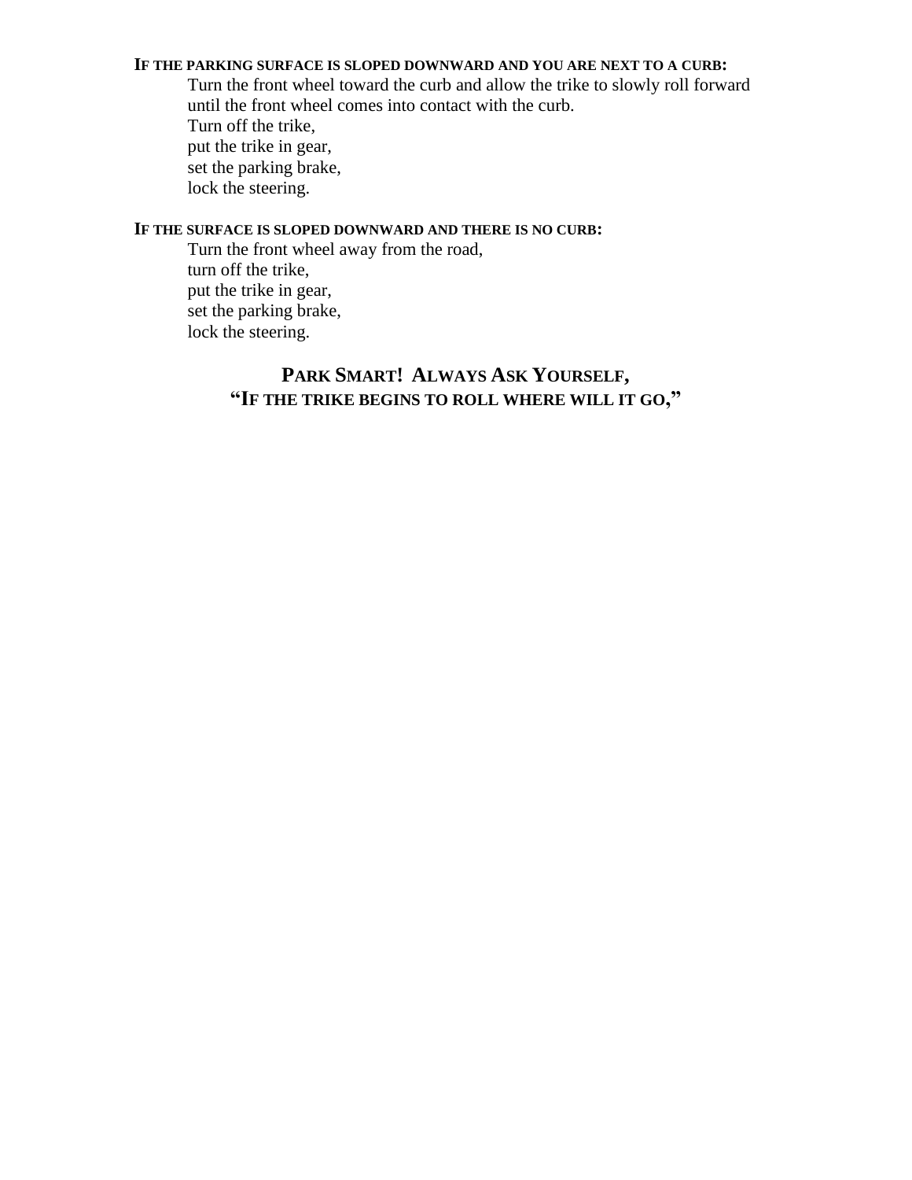**IF THE PARKING SURFACE IS SLOPED DOWNWARD AND YOU ARE NEXT TO A CURB:**

Turn the front wheel toward the curb and allow the trike to slowly roll forward until the front wheel comes into contact with the curb.
Turn off the trike,
put the trike in gear,
set the parking brake,
lock the steering.

**IF THE SURFACE IS SLOPED DOWNWARD AND THERE IS NO CURB:**

Turn the front wheel away from the road,
turn off the trike,
put the trike in gear,
set the parking brake,
lock the steering.

## PARK SMART! ALWAYS ASK YOURSELF, "IF THE TRIKE BEGINS TO ROLL WHERE WILL IT GO,"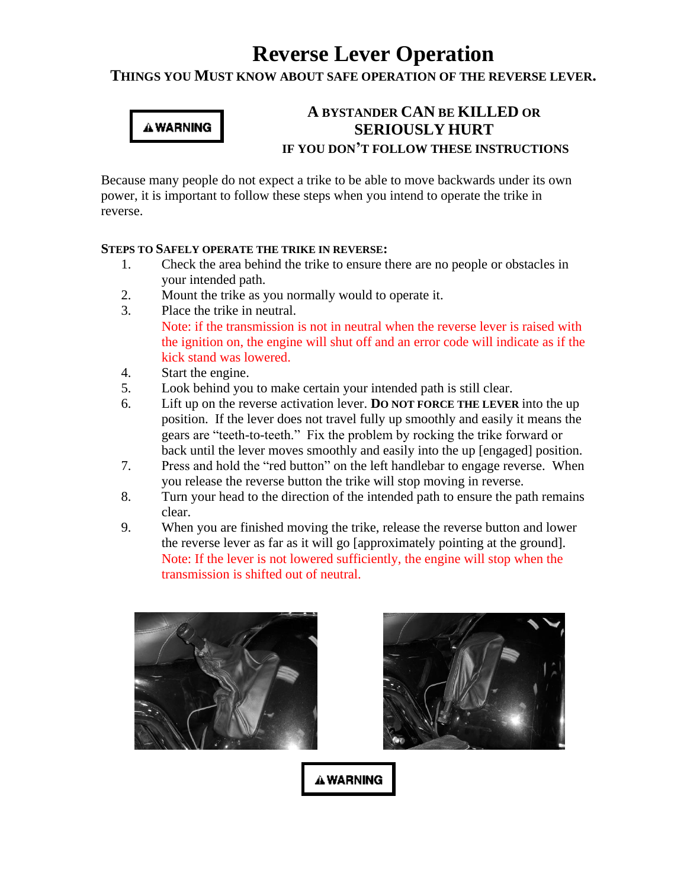# Reverse Lever Operation

**THINGS YOU MUST KNOW ABOUT SAFE OPERATION OF THE REVERSE LEVER.**

**⚠WARNING**

**A BYSTANDER CAN BE KILLED OR SERIOUSLY HURT**
**IF YOU DON'T FOLLOW THESE INSTRUCTIONS**

Because many people do not expect a trike to be able to move backwards under its own power, it is important to follow these steps when you intend to operate the trike in reverse.

**STEPS TO SAFELY OPERATE THE TRIKE IN REVERSE:**

1. Check the area behind the trike to ensure there are no people or obstacles in your intended path.
2. Mount the trike as you normally would to operate it.
3. Place the trike in neutral.
   Note: if the transmission is not in neutral when the reverse lever is raised with the ignition on, the engine will shut off and an error code will indicate as if the kick stand was lowered.
4. Start the engine.
5. Look behind you to make certain your intended path is still clear.
6. Lift up on the reverse activation lever. **DO NOT FORCE THE LEVER** into the up position. If the lever does not travel fully up smoothly and easily it means the gears are "teeth-to-teeth." Fix the problem by rocking the trike forward or back until the lever moves smoothly and easily into the up [engaged] position.
7. Press and hold the "red button" on the left handlebar to engage reverse. When you release the reverse button the trike will stop moving in reverse.
8. Turn your head to the direction of the intended path to ensure the path remains clear.
9. When you are finished moving the trike, release the reverse button and lower the reverse lever as far as it will go [approximately pointing at the ground].
   Note: If the lever is not lowered sufficiently, the engine will stop when the transmission is shifted out of neutral.

**⚠WARNING**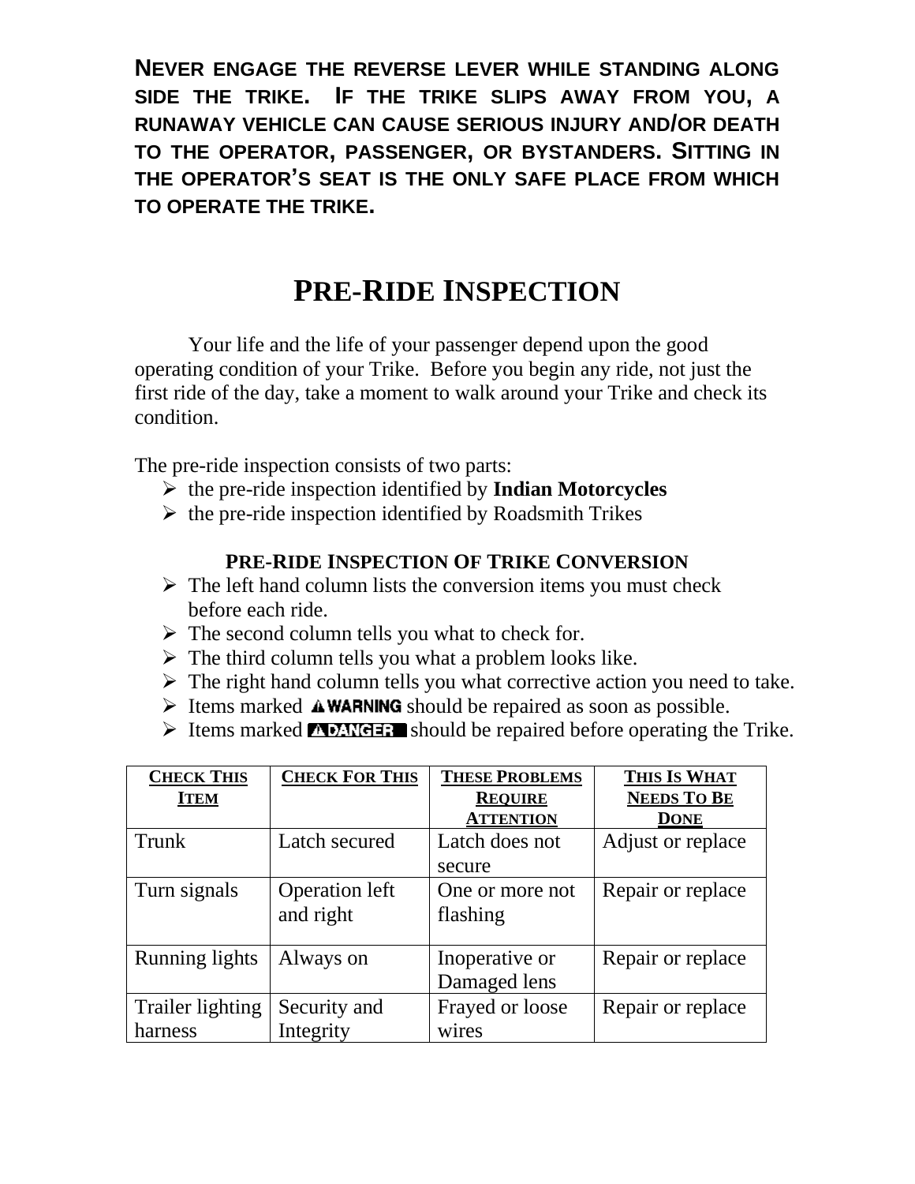**NEVER ENGAGE THE REVERSE LEVER WHILE STANDING ALONG SIDE THE TRIKE. IF THE TRIKE SLIPS AWAY FROM YOU, A RUNAWAY VEHICLE CAN CAUSE SERIOUS INJURY AND/OR DEATH TO THE OPERATOR, PASSENGER, OR BYSTANDERS. SITTING IN THE OPERATOR'S SEAT IS THE ONLY SAFE PLACE FROM WHICH TO OPERATE THE TRIKE.**

# PRE-RIDE INSPECTION

Your life and the life of your passenger depend upon the good operating condition of your Trike. Before you begin any ride, not just the first ride of the day, take a moment to walk around your Trike and check its condition.

The pre-ride inspection consists of two parts:

- the pre-ride inspection identified by **Indian Motorcycles**
- the pre-ride inspection identified by Roadsmith Trikes

### PRE-RIDE INSPECTION OF TRIKE CONVERSION

- The left hand column lists the conversion items you must check before each ride.
- The second column tells you what to check for.
- The third column tells you what a problem looks like.
- The right hand column tells you what corrective action you need to take.
- Items marked **⚠WARNING** should be repaired as soon as possible.
- Items marked **⚠DANGER** should be repaired before operating the Trike.

| CHECK THIS ITEM | CHECK FOR THIS | THESE PROBLEMS REQUIRE ATTENTION | THIS IS WHAT NEEDS TO BE DONE |
|---|---|---|---|
| Trunk | Latch secured | Latch does not secure | Adjust or replace |
| Turn signals | Operation left and right | One or more not flashing | Repair or replace |
| Running lights | Always on | Inoperative or Damaged lens | Repair or replace |
| Trailer lighting harness | Security and Integrity | Frayed or loose wires | Repair or replace |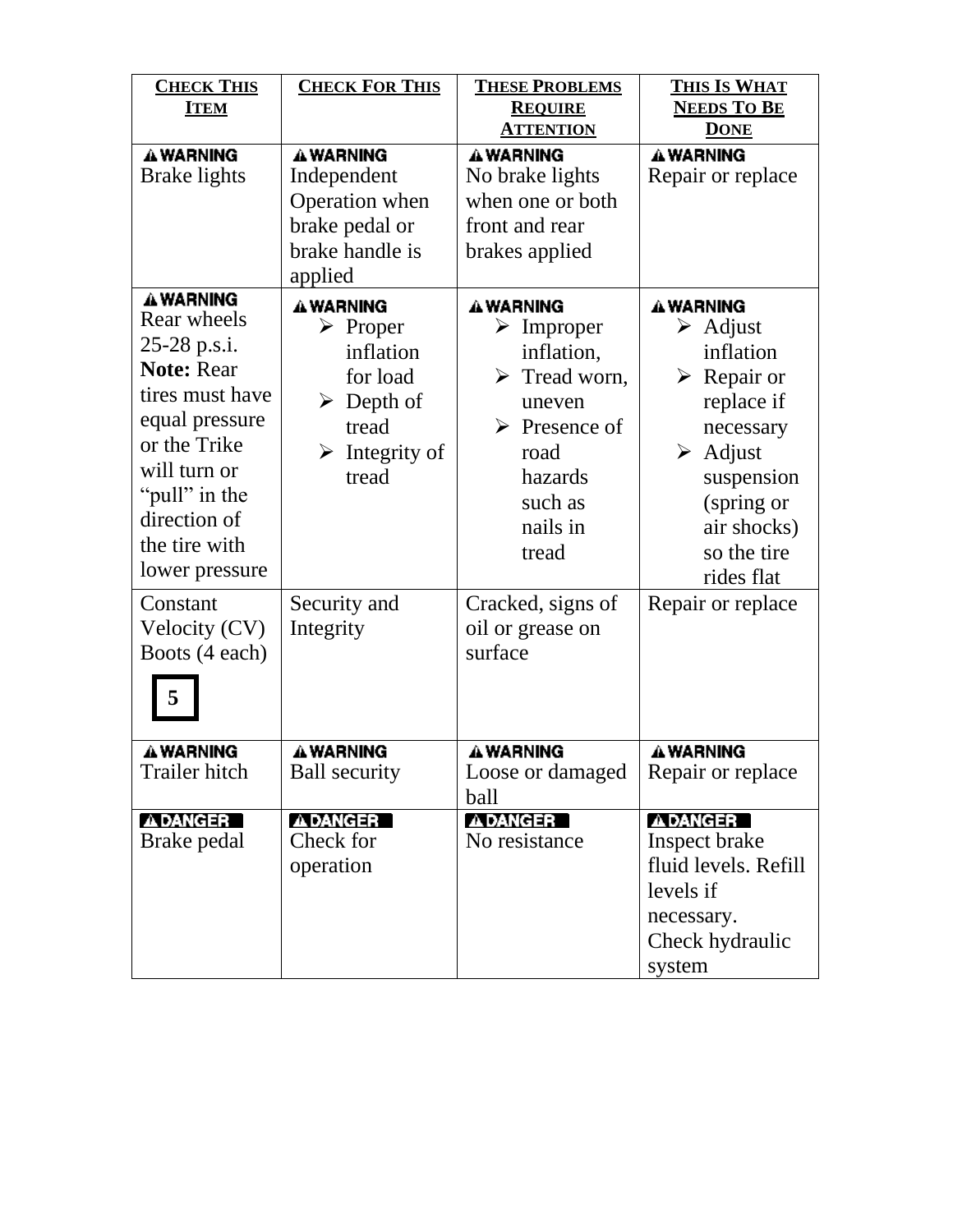| CHECK THIS ITEM | CHECK FOR THIS | THESE PROBLEMS REQUIRE ATTENTION | THIS IS WHAT NEEDS TO BE DONE |
|---|---|---|---|
| ⚠WARNING<br>Brake lights | ⚠WARNING<br>Independent Operation when brake pedal or brake handle is applied | ⚠WARNING<br>No brake lights when one or both front and rear brakes applied | ⚠WARNING<br>Repair or replace |
| ⚠WARNING<br>Rear wheels 25-28 p.s.i.<br>**Note:** Rear tires must have equal pressure or the Trike will turn or "pull" in the direction of the tire with lower pressure | ⚠WARNING<br>➢ Proper inflation for load<br>➢ Depth of tread<br>➢ Integrity of tread | ⚠WARNING<br>➢ Improper inflation,<br>➢ Tread worn, uneven<br>➢ Presence of road hazards such as nails in tread | ⚠WARNING<br>➢ Adjust inflation<br>➢ Repair or replace if necessary<br>➢ Adjust suspension (spring or air shocks) so the tire rides flat |
| Constant Velocity (CV) Boots (4 each)<br>5 | Security and Integrity | Cracked, signs of oil or grease on surface | Repair or replace |
| ⚠WARNING<br>Trailer hitch | ⚠WARNING<br>Ball security | ⚠WARNING<br>Loose or damaged ball | ⚠WARNING<br>Repair or replace |
| ⚠DANGER<br>Brake pedal | ⚠DANGER<br>Check for operation | ⚠DANGER<br>No resistance | ⚠DANGER<br>Inspect brake fluid levels. Refill levels if necessary.<br>Check hydraulic system |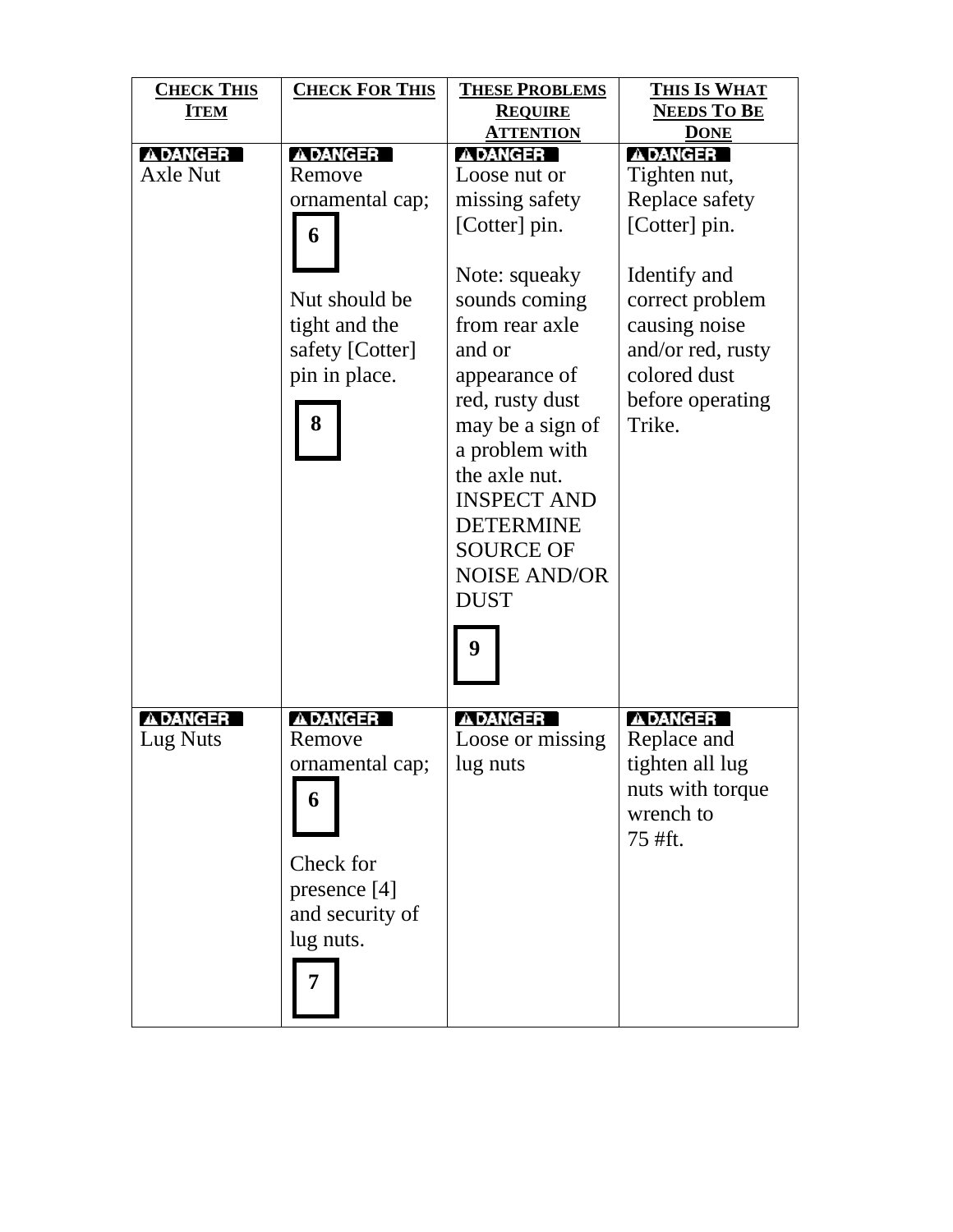| CHECK THIS ITEM | CHECK FOR THIS | THESE PROBLEMS REQUIRE ATTENTION | THIS IS WHAT NEEDS TO BE DONE |
|---|---|---|---|
| **⚠DANGER** Axle Nut | **⚠DANGER** Remove ornamental cap; 6 Nut should be tight and the safety [Cotter] pin in place. 8 | **⚠DANGER** Loose nut or missing safety [Cotter] pin. Note: squeaky sounds coming from rear axle and or appearance of red, rusty dust may be a sign of a problem with the axle nut. INSPECT AND DETERMINE SOURCE OF NOISE AND/OR DUST 9 | **⚠DANGER** Tighten nut, Replace safety [Cotter] pin. Identify and correct problem causing noise and/or red, rusty colored dust before operating Trike. |
| **⚠DANGER** Lug Nuts | **⚠DANGER** Remove ornamental cap; 6 Check for presence [4] and security of lug nuts. 7 | **⚠DANGER** Loose or missing lug nuts | **⚠DANGER** Replace and tighten all lug nuts with torque wrench to 75 #ft. |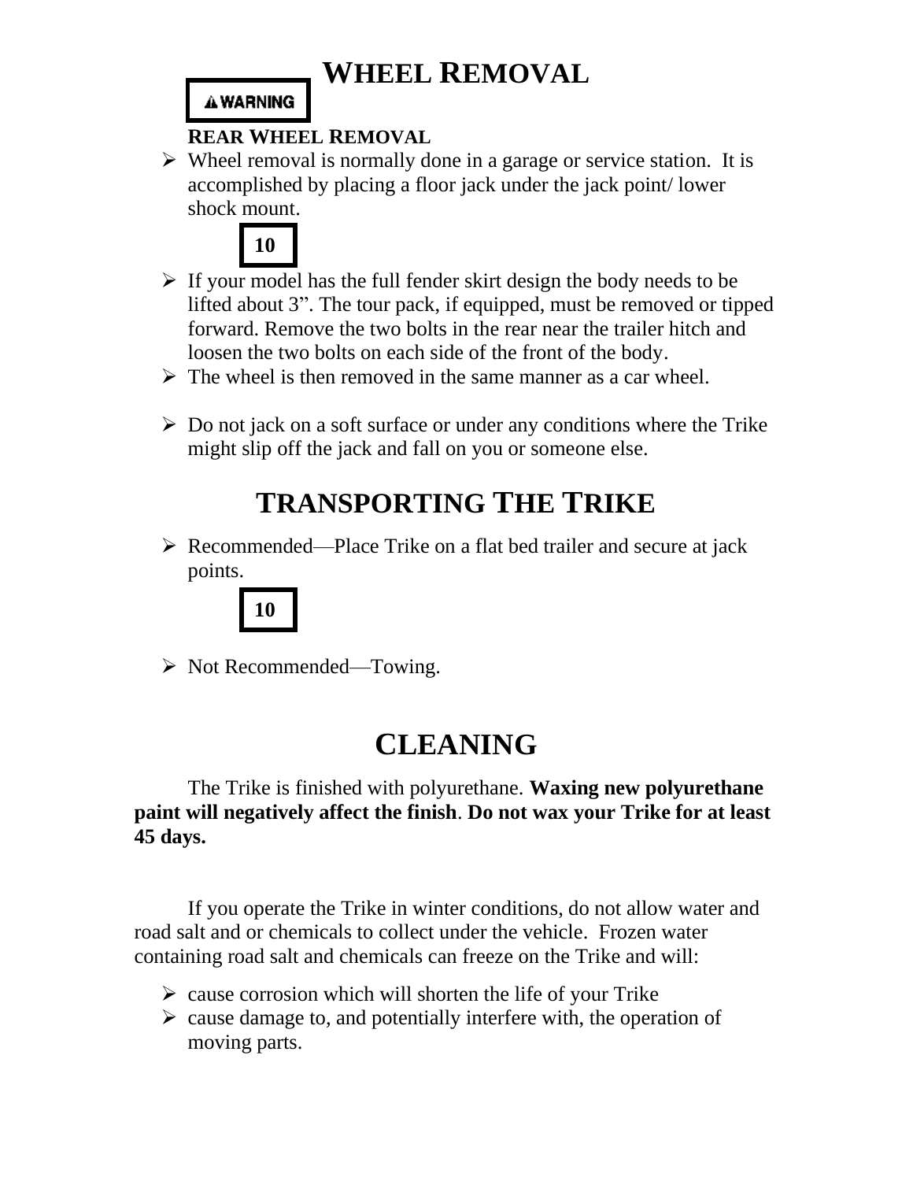# WHEEL REMOVAL

**⚠WARNING**

**REAR WHEEL REMOVAL**

- Wheel removal is normally done in a garage or service station. It is accomplished by placing a floor jack under the jack point/ lower shock mount.

  **10**

- If your model has the full fender skirt design the body needs to be lifted about 3". The tour pack, if equipped, must be removed or tipped forward. Remove the two bolts in the rear near the trailer hitch and loosen the two bolts on each side of the front of the body.
- The wheel is then removed in the same manner as a car wheel.
- Do not jack on a soft surface or under any conditions where the Trike might slip off the jack and fall on you or someone else.

# TRANSPORTING THE TRIKE

- Recommended—Place Trike on a flat bed trailer and secure at jack points.

  **10**

- Not Recommended—Towing.

# CLEANING

The Trike is finished with polyurethane. **Waxing new polyurethane paint will negatively affect the finish**. **Do not wax your Trike for at least 45 days.**

If you operate the Trike in winter conditions, do not allow water and road salt and or chemicals to collect under the vehicle. Frozen water containing road salt and chemicals can freeze on the Trike and will:

- cause corrosion which will shorten the life of your Trike
- cause damage to, and potentially interfere with, the operation of moving parts.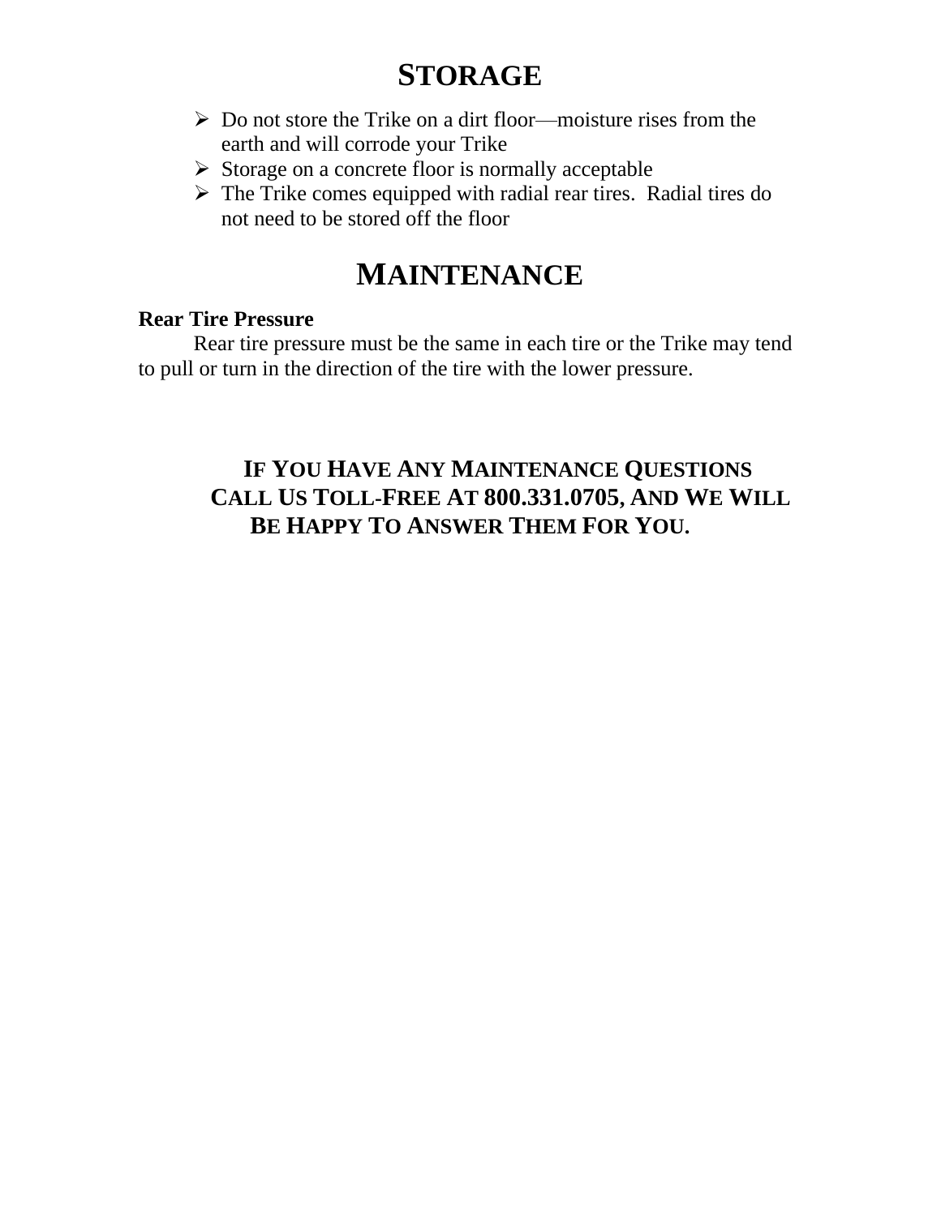# STORAGE

- Do not store the Trike on a dirt floor—moisture rises from the earth and will corrode your Trike
- Storage on a concrete floor is normally acceptable
- The Trike comes equipped with radial rear tires. Radial tires do not need to be stored off the floor

# MAINTENANCE

**Rear Tire Pressure**

Rear tire pressure must be the same in each tire or the Trike may tend to pull or turn in the direction of the tire with the lower pressure.

**IF YOU HAVE ANY MAINTENANCE QUESTIONS CALL US TOLL-FREE AT 800.331.0705, AND WE WILL BE HAPPY TO ANSWER THEM FOR YOU.**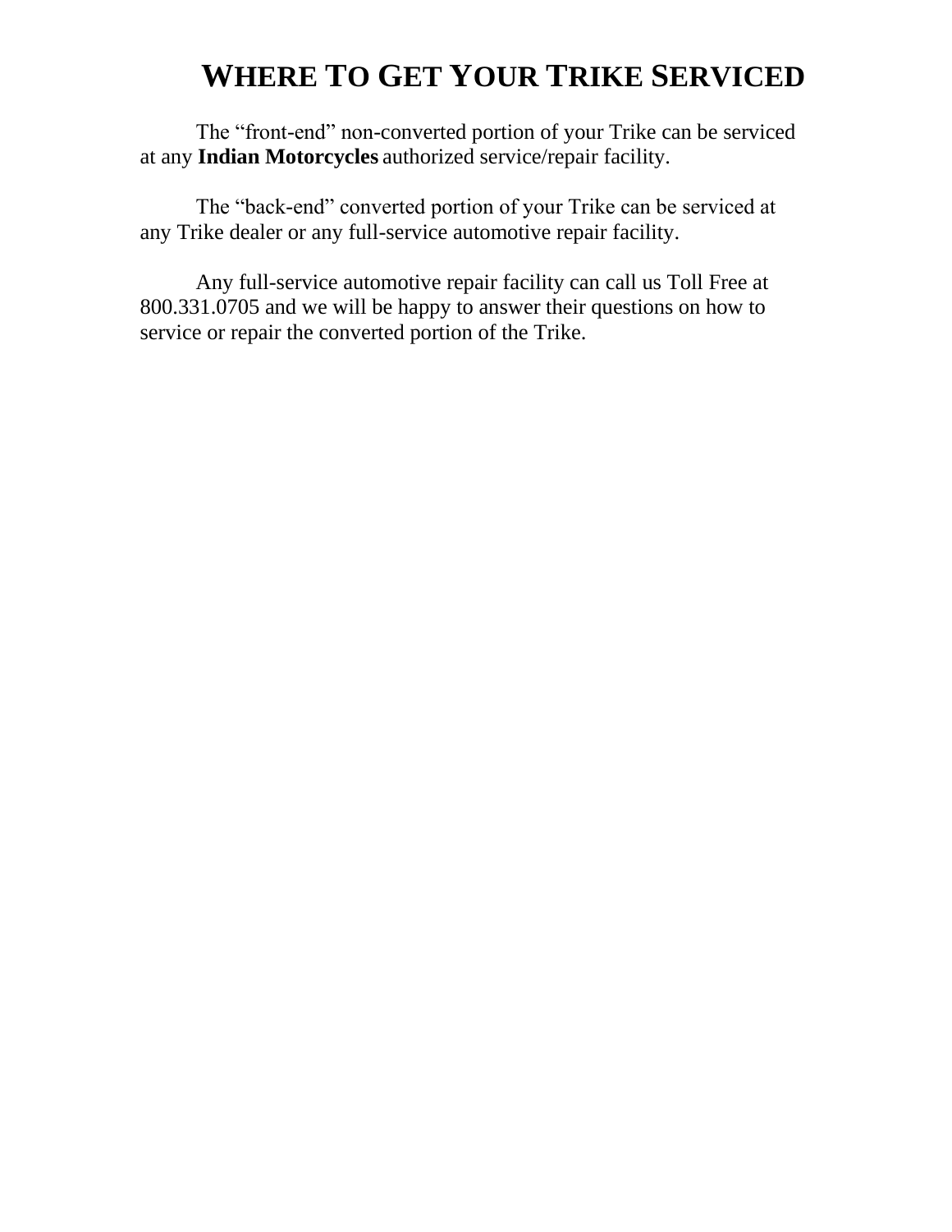# WHERE TO GET YOUR TRIKE SERVICED

The “front-end” non-converted portion of your Trike can be serviced at any **Indian Motorcycles** authorized service/repair facility.

The “back-end” converted portion of your Trike can be serviced at any Trike dealer or any full-service automotive repair facility.

Any full-service automotive repair facility can call us Toll Free at 800.331.0705 and we will be happy to answer their questions on how to service or repair the converted portion of the Trike.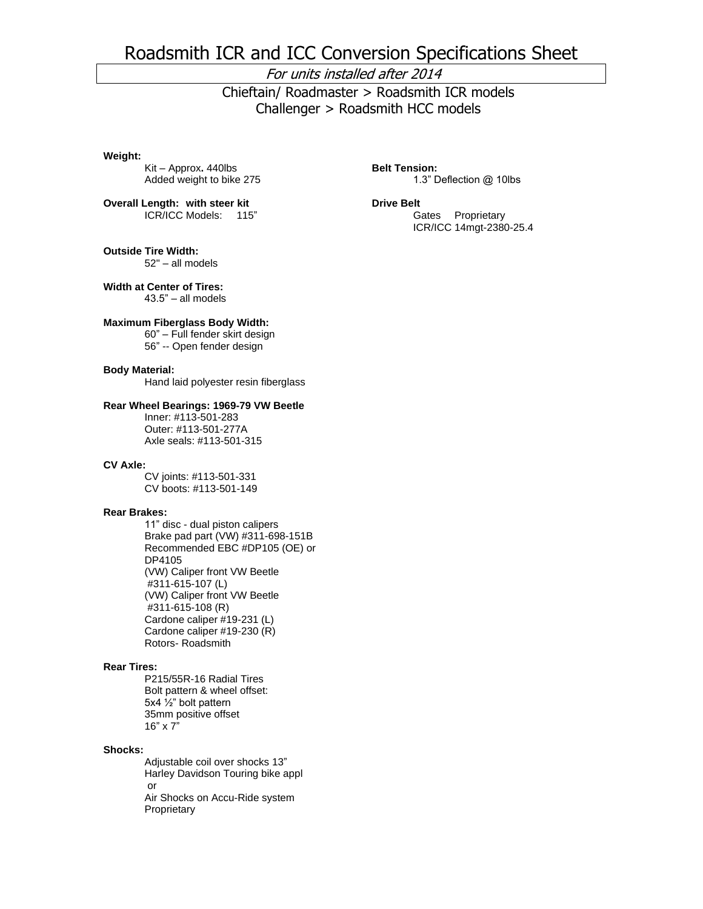# Roadsmith ICR and ICC Conversion Specifications Sheet

*For units installed after 2014*

Chieftain/ Roadmaster > Roadsmith ICR models
Challenger > Roadsmith HCC models

**Weight:**
Kit – Approx**.** 440lbs
Added weight to bike 275

**Overall Length: with steer kit**
ICR/ICC Models: 115"

**Outside Tire Width:**
52" – all models

**Width at Center of Tires:**
43.5" – all models

**Maximum Fiberglass Body Width:**
60" – Full fender skirt design
56" -- Open fender design

**Body Material:**
Hand laid polyester resin fiberglass

**Rear Wheel Bearings: 1969-79 VW Beetle**
Inner: #113-501-283
Outer: #113-501-277A
Axle seals: #113-501-315

**CV Axle:**
CV joints: #113-501-331
CV boots: #113-501-149

**Rear Brakes:**
11" disc - dual piston calipers
Brake pad part (VW) #311-698-151B
Recommended EBC #DP105 (OE) or DP4105
(VW) Caliper front VW Beetle #311-615-107 (L)
(VW) Caliper front VW Beetle #311-615-108 (R)
Cardone caliper #19-231 (L)
Cardone caliper #19-230 (R)
Rotors- Roadsmith

**Rear Tires:**
P215/55R-16 Radial Tires
Bolt pattern & wheel offset:
5x4 ½" bolt pattern
35mm positive offset
16" x 7"

**Shocks:**
Adjustable coil over shocks 13"
Harley Davidson Touring bike appl
or
Air Shocks on Accu-Ride system
Proprietary

**Belt Tension:**
1.3" Deflection @ 10lbs

**Drive Belt**
Gates Proprietary
ICR/ICC 14mgt-2380-25.4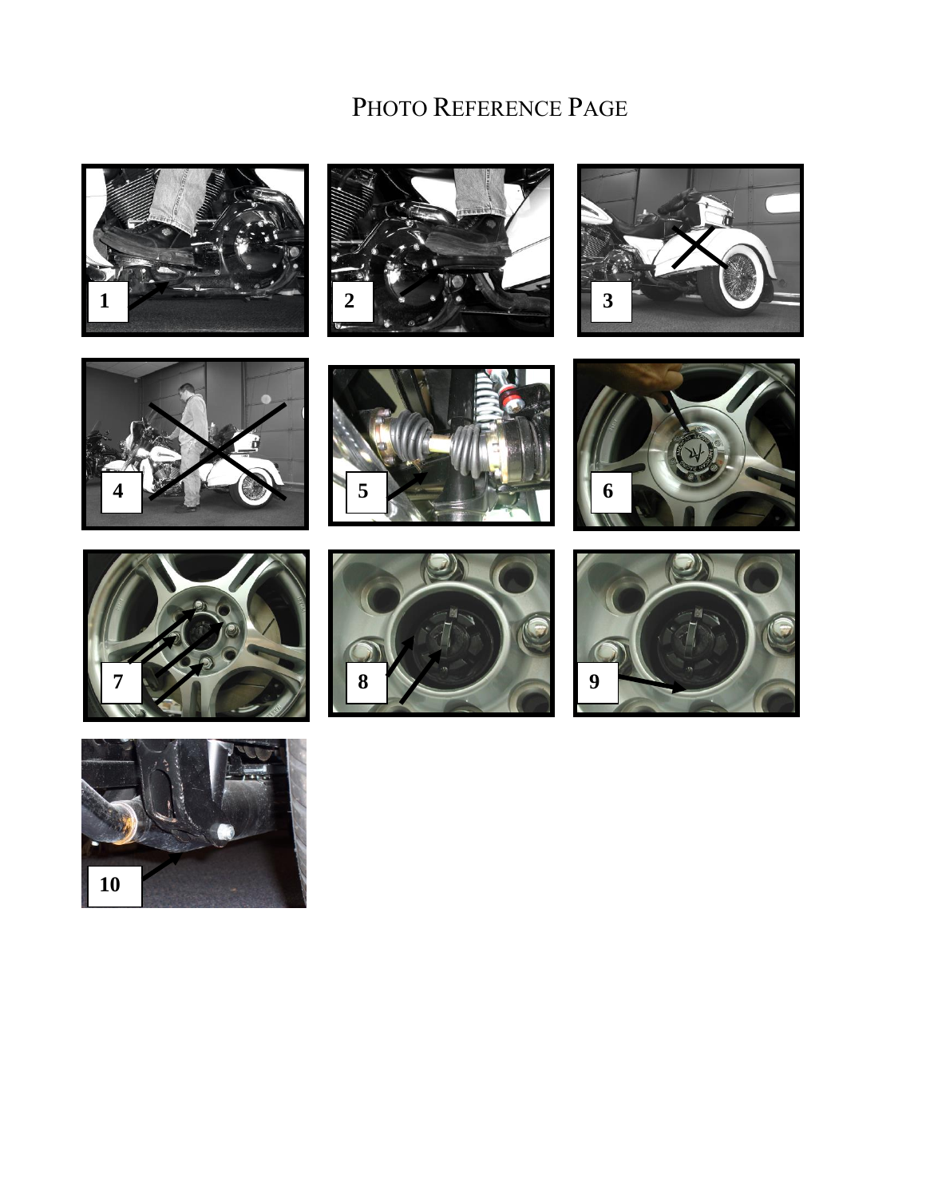# Photo Reference Page

1

2

3

4

5

6

7

8

9

10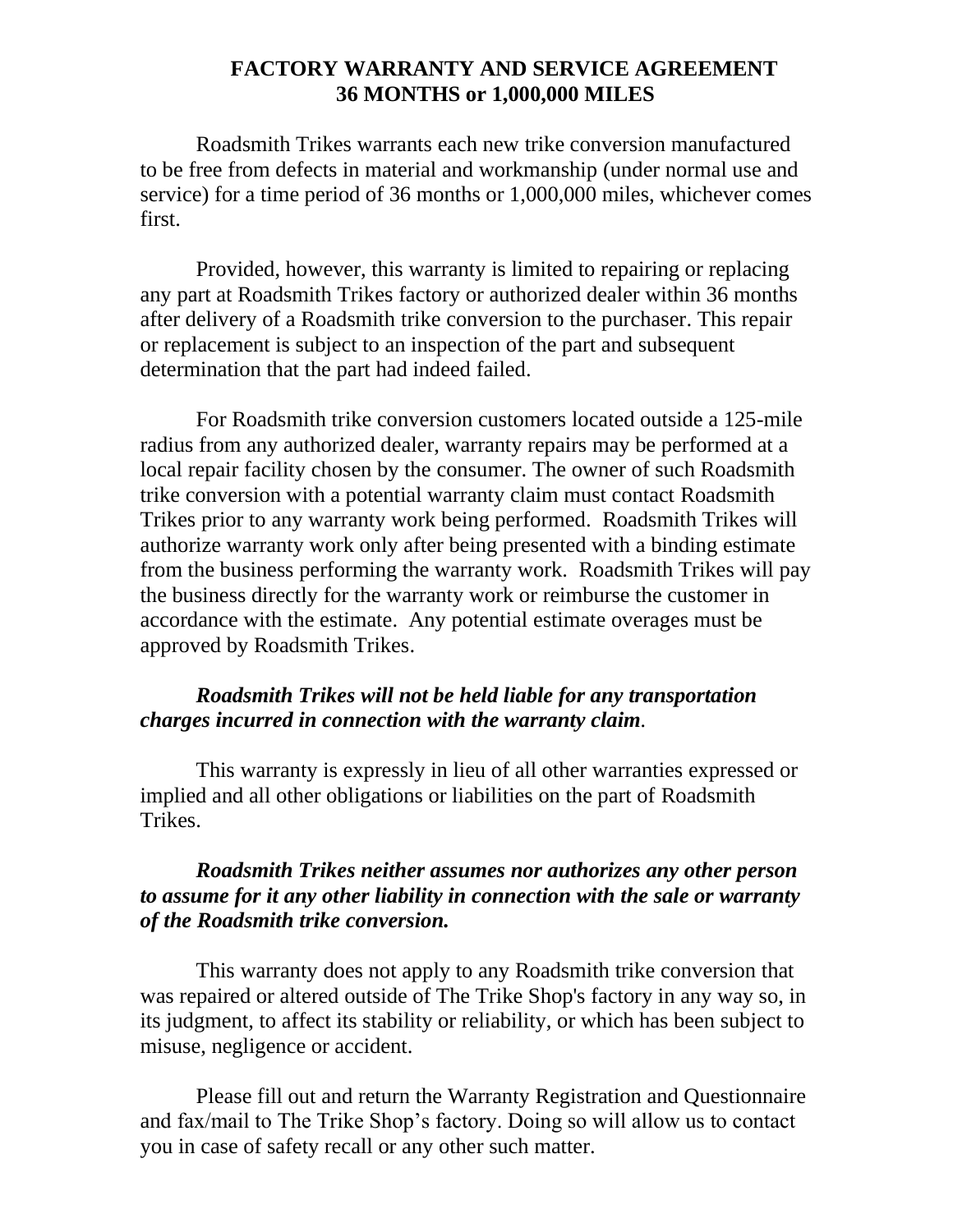# FACTORY WARRANTY AND SERVICE AGREEMENT
# 36 MONTHS or 1,000,000 MILES

Roadsmith Trikes warrants each new trike conversion manufactured to be free from defects in material and workmanship (under normal use and service) for a time period of 36 months or 1,000,000 miles, whichever comes first.

Provided, however, this warranty is limited to repairing or replacing any part at Roadsmith Trikes factory or authorized dealer within 36 months after delivery of a Roadsmith trike conversion to the purchaser. This repair or replacement is subject to an inspection of the part and subsequent determination that the part had indeed failed.

For Roadsmith trike conversion customers located outside a 125-mile radius from any authorized dealer, warranty repairs may be performed at a local repair facility chosen by the consumer. The owner of such Roadsmith trike conversion with a potential warranty claim must contact Roadsmith Trikes prior to any warranty work being performed. Roadsmith Trikes will authorize warranty work only after being presented with a binding estimate from the business performing the warranty work. Roadsmith Trikes will pay the business directly for the warranty work or reimburse the customer in accordance with the estimate. Any potential estimate overages must be approved by Roadsmith Trikes.

***Roadsmith Trikes will not be held liable for any transportation charges incurred in connection with the warranty claim***.

This warranty is expressly in lieu of all other warranties expressed or implied and all other obligations or liabilities on the part of Roadsmith Trikes.

***Roadsmith Trikes neither assumes nor authorizes any other person to assume for it any other liability in connection with the sale or warranty of the Roadsmith trike conversion.***

This warranty does not apply to any Roadsmith trike conversion that was repaired or altered outside of The Trike Shop's factory in any way so, in its judgment, to affect its stability or reliability, or which has been subject to misuse, negligence or accident.

Please fill out and return the Warranty Registration and Questionnaire and fax/mail to The Trike Shop's factory. Doing so will allow us to contact you in case of safety recall or any other such matter.